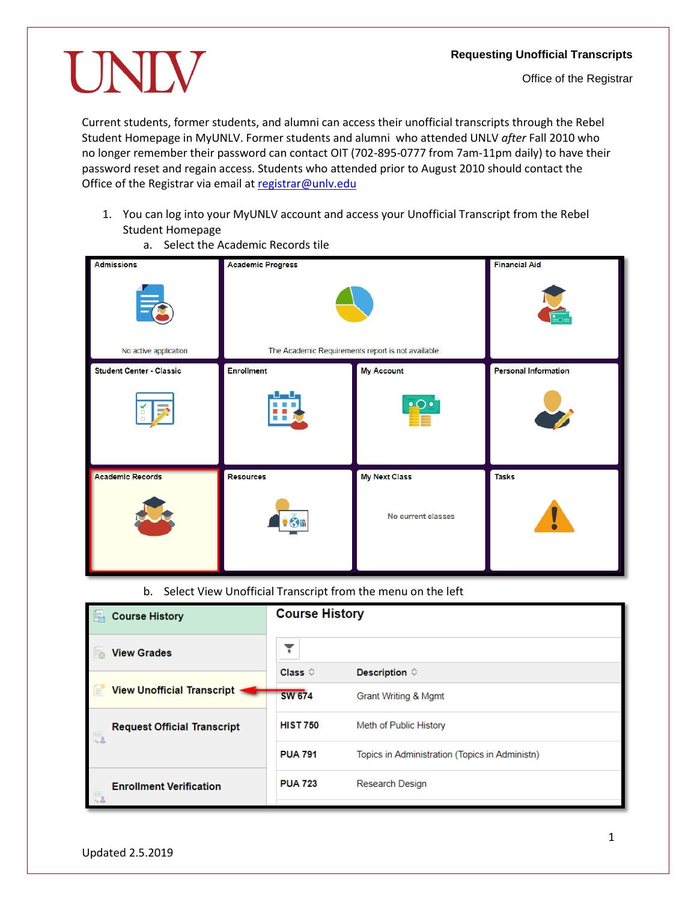# Requesting Unofficial Transcripts

Office of the Registrar

Current students, former students, and alumni can access their unofficial transcripts through the Rebel Student Homepage in MyUNLV. Former students and alumni who attended UNLV *after* Fall 2010 who no longer remember their password can contact OIT (702-895-0777 from 7am-11pm daily) to have their password reset and regain access. Students who attended prior to August 2010 should contact the Office of the Registrar via email at [registrar@unlv.edu](mailto:registrar@unlv.edu)

1. You can log into your MyUNLV account and access your Unofficial Transcript from the Rebel Student Homepage
   a. Select the Academic Records tile
   b. Select View Unofficial Transcript from the menu on the left

Updated 2.5.2019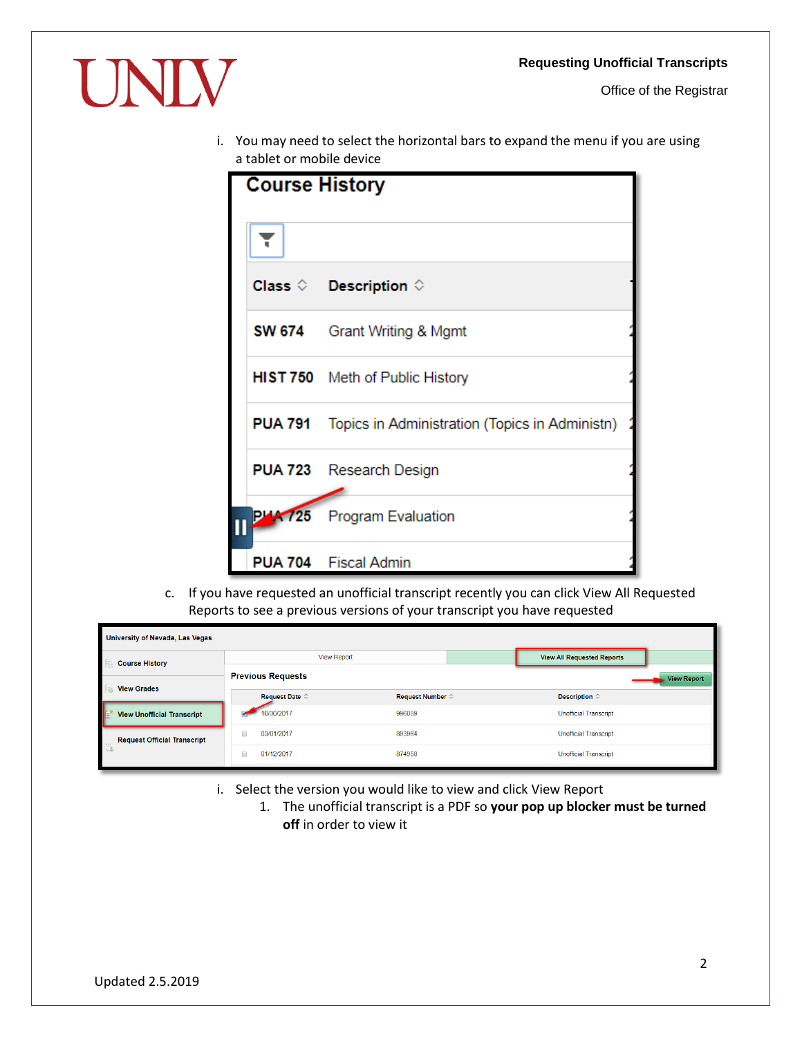i. You may need to select the horizontal bars to expand the menu if you are using a tablet or mobile device

**Course History**

| Class | Description |
|---|---|
| SW 674 | Grant Writing & Mgmt |
| HIST 750 | Meth of Public History |
| PUA 791 | Topics in Administration (Topics in Administn) |
| PUA 723 | Research Design |
| PUA 725 | Program Evaluation |
| PUA 704 | Fiscal Admin |

c. If you have requested an unofficial transcript recently you can click View All Requested Reports to see a previous versions of your transcript you have requested

University of Nevada, Las Vegas

- Course History
- View Grades
- View Unofficial Transcript
- Request Official Transcript

View Report | View All Requested Reports

Previous Requests

View Report

| Request Date | Request Number | Description |
|---|---|---|
| 10/30/2017 | 996089 | Unofficial Transcript |
| 03/01/2017 | 893964 | Unofficial Transcript |
| 01/12/2017 | 874958 | Unofficial Transcript |

i. Select the version you would like to view and click View Report

1. The unofficial transcript is a PDF so **your pop up blocker must be turned off** in order to view it

Updated 2.5.2019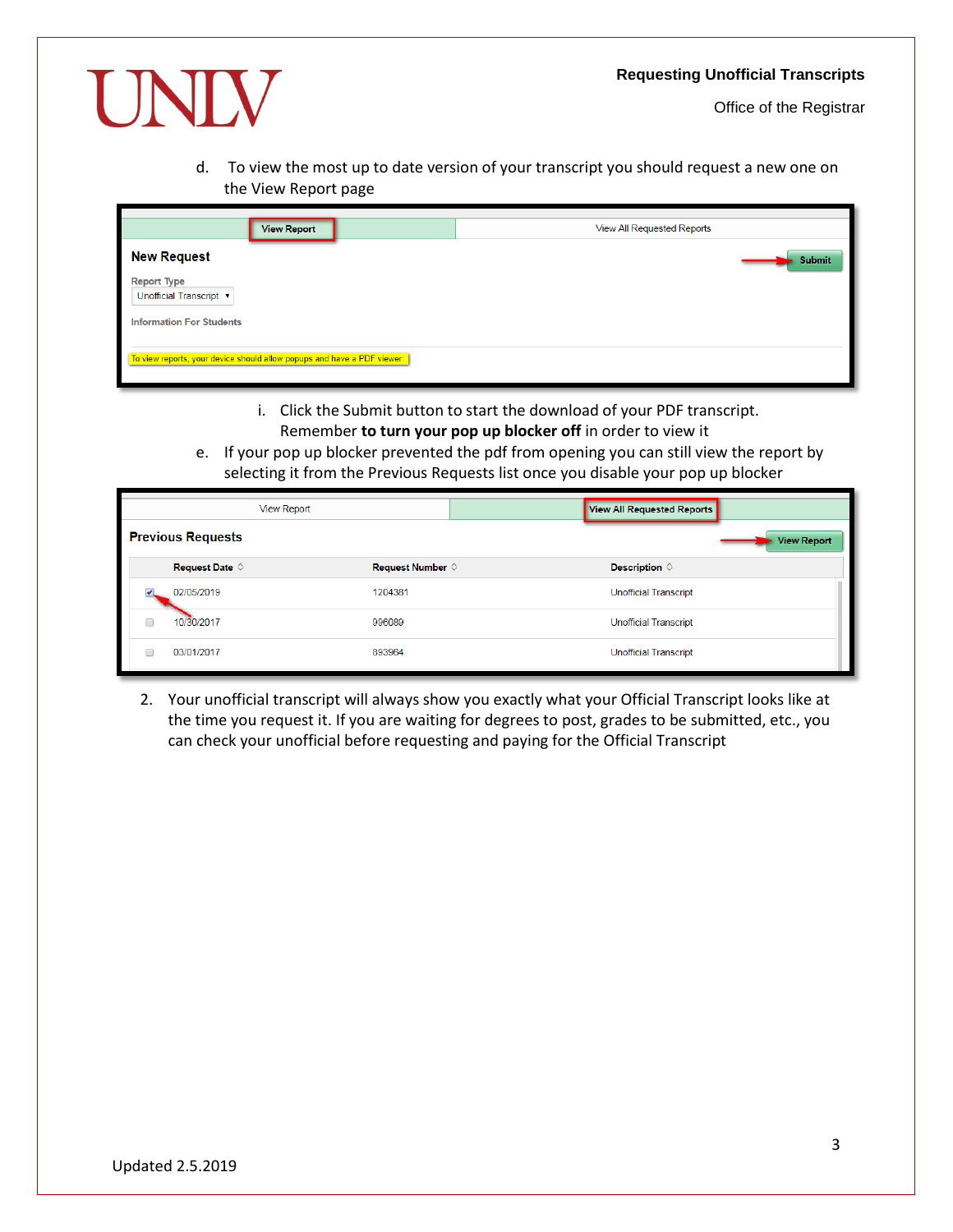d. To view the most up to date version of your transcript you should request a new one on the View Report page

View Report | View All Requested Reports

**New Request**

Report Type

Unofficial Transcript

Information For Students

To view reports, your device should allow popups and have a PDF viewer

Submit

i. Click the Submit button to start the download of your PDF transcript. Remember **to turn your pop up blocker off** in order to view it

e. If your pop up blocker prevented the pdf from opening you can still view the report by selecting it from the Previous Requests list once you disable your pop up blocker

View Report | View All Requested Reports

**Previous Requests**

View Report

| | Request Date | Request Number | Description |
|---|---|---|---|
| ☑ | 02/05/2019 | 1204381 | Unofficial Transcript |
| ☐ | 10/30/2017 | 996089 | Unofficial Transcript |
| ☐ | 03/01/2017 | 893964 | Unofficial Transcript |

2. Your unofficial transcript will always show you exactly what your Official Transcript looks like at the time you request it. If you are waiting for degrees to post, grades to be submitted, etc., you can check your unofficial before requesting and paying for the Official Transcript

Updated 2.5.2019